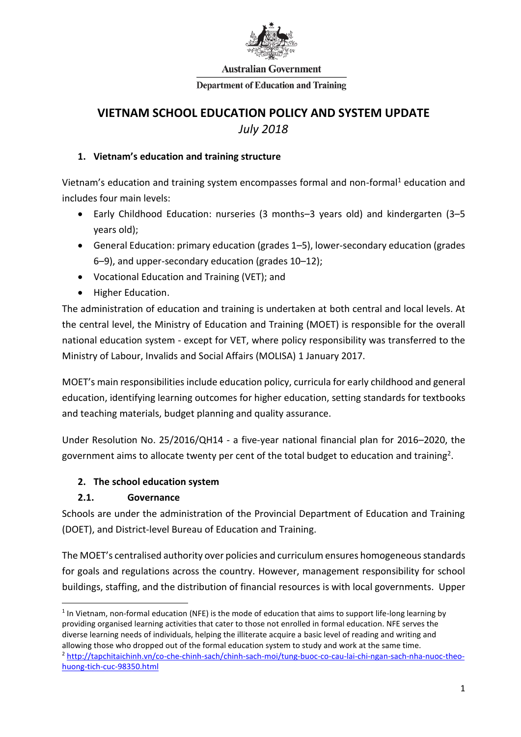Australian Government

Department of Education and Training

# VIETNAM SCHOOL EDUCATION POLICY AND SYSTEM UPDATE

*July 2018*

## 1. Vietnam's education and training structure

Vietnam's education and training system encompasses formal and non-formal[1] education and includes four main levels:

- Early Childhood Education: nurseries (3 months–3 years old) and kindergarten (3–5 years old);
- General Education: primary education (grades 1–5), lower-secondary education (grades 6–9), and upper-secondary education (grades 10–12);
- Vocational Education and Training (VET); and
- Higher Education.

The administration of education and training is undertaken at both central and local levels. At the central level, the Ministry of Education and Training (MOET) is responsible for the overall national education system - except for VET, where policy responsibility was transferred to the Ministry of Labour, Invalids and Social Affairs (MOLISA) 1 January 2017.

MOET's main responsibilities include education policy, curricula for early childhood and general education, identifying learning outcomes for higher education, setting standards for textbooks and teaching materials, budget planning and quality assurance.

Under Resolution No. 25/2016/QH14 - a five-year national financial plan for 2016–2020, the government aims to allocate twenty per cent of the total budget to education and training[2].

## 2. The school education system

### 2.1. Governance

Schools are under the administration of the Provincial Department of Education and Training (DOET), and District-level Bureau of Education and Training.

The MOET's centralised authority over policies and curriculum ensures homogeneous standards for goals and regulations across the country. However, management responsibility for school buildings, staffing, and the distribution of financial resources is with local governments. Upper

[1] In Vietnam, non-formal education (NFE) is the mode of education that aims to support life-long learning by providing organised learning activities that cater to those not enrolled in formal education. NFE serves the diverse learning needs of individuals, helping the illiterate acquire a basic level of reading and writing and allowing those who dropped out of the formal education system to study and work at the same time.

[2] http://tapchitaichinh.vn/co-che-chinh-sach/chinh-sach-moi/tung-buoc-co-cau-lai-chi-ngan-sach-nha-nuoc-theo-huong-tich-cuc-98350.html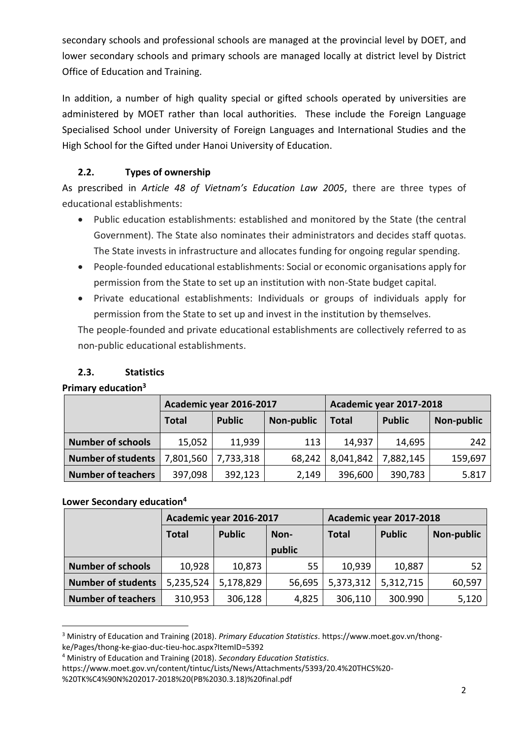secondary schools and professional schools are managed at the provincial level by DOET, and lower secondary schools and primary schools are managed locally at district level by District Office of Education and Training.

In addition, a number of high quality special or gifted schools operated by universities are administered by MOET rather than local authorities. These include the Foreign Language Specialised School under University of Foreign Languages and International Studies and the High School for the Gifted under Hanoi University of Education.

### 2.2. Types of ownership

As prescribed in *Article 48 of Vietnam's Education Law 2005*, there are three types of educational establishments:

- Public education establishments: established and monitored by the State (the central Government). The State also nominates their administrators and decides staff quotas. The State invests in infrastructure and allocates funding for ongoing regular spending.
- People-founded educational establishments: Social or economic organisations apply for permission from the State to set up an institution with non-State budget capital.
- Private educational establishments: Individuals or groups of individuals apply for permission from the State to set up and invest in the institution by themselves.

The people-founded and private educational establishments are collectively referred to as non-public educational establishments.

### 2.3. Statistics

**Primary education[3]**

| | Academic year 2016-2017 | | | Academic year 2017-2018 | | |
|---|---|---|---|---|---|---|
| | **Total** | **Public** | **Non-public** | **Total** | **Public** | **Non-public** |
| **Number of schools** | 15,052 | 11,939 | 113 | 14,937 | 14,695 | 242 |
| **Number of students** | 7,801,560 | 7,733,318 | 68,242 | 8,041,842 | 7,882,145 | 159,697 |
| **Number of teachers** | 397,098 | 392,123 | 2,149 | 396,600 | 390,783 | 5.817 |

**Lower Secondary education[4]**

| | Academic year 2016-2017 | | | Academic year 2017-2018 | | |
|---|---|---|---|---|---|---|
| | **Total** | **Public** | **Non-public** | **Total** | **Public** | **Non-public** |
| **Number of schools** | 10,928 | 10,873 | 55 | 10,939 | 10,887 | 52 |
| **Number of students** | 5,235,524 | 5,178,829 | 56,695 | 5,373,312 | 5,312,715 | 60,597 |
| **Number of teachers** | 310,953 | 306,128 | 4,825 | 306,110 | 300.990 | 5,120 |

---

[3] Ministry of Education and Training (2018). *Primary Education Statistics*. https://www.moet.gov.vn/thong-ke/Pages/thong-ke-giao-duc-tieu-hoc.aspx?ItemID=5392

[4] Ministry of Education and Training (2018). *Secondary Education Statistics*. https://www.moet.gov.vn/content/tintuc/Lists/News/Attachments/5393/20.4%20THCS%20-%20TK%C4%90N%202017-2018%20(PB%2030.3.18)%20final.pdf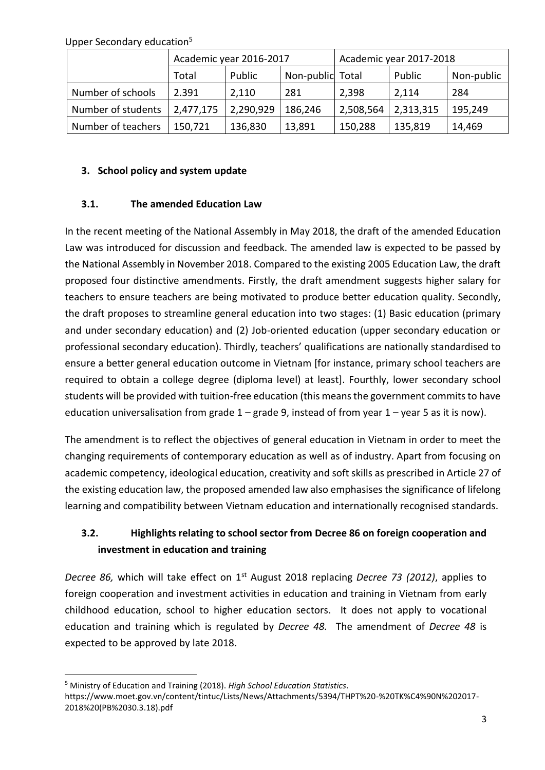Upper Secondary education[5]

| | Academic year 2016-2017 | | | Academic year 2017-2018 | | |
|---|---|---|---|---|---|---|
| | Total | Public | Non-public | Total | Public | Non-public |
| Number of schools | 2.391 | 2,110 | 281 | 2,398 | 2,114 | 284 |
| Number of students | 2,477,175 | 2,290,929 | 186,246 | 2,508,564 | 2,313,315 | 195,249 |
| Number of teachers | 150,721 | 136,830 | 13,891 | 150,288 | 135,819 | 14,469 |

## 3. School policy and system update

### 3.1. The amended Education Law

In the recent meeting of the National Assembly in May 2018, the draft of the amended Education Law was introduced for discussion and feedback. The amended law is expected to be passed by the National Assembly in November 2018. Compared to the existing 2005 Education Law, the draft proposed four distinctive amendments. Firstly, the draft amendment suggests higher salary for teachers to ensure teachers are being motivated to produce better education quality. Secondly, the draft proposes to streamline general education into two stages: (1) Basic education (primary and under secondary education) and (2) Job-oriented education (upper secondary education or professional secondary education). Thirdly, teachers' qualifications are nationally standardised to ensure a better general education outcome in Vietnam [for instance, primary school teachers are required to obtain a college degree (diploma level) at least]. Fourthly, lower secondary school students will be provided with tuition-free education (this means the government commits to have education universalisation from grade 1 – grade 9, instead of from year 1 – year 5 as it is now).

The amendment is to reflect the objectives of general education in Vietnam in order to meet the changing requirements of contemporary education as well as of industry. Apart from focusing on academic competency, ideological education, creativity and soft skills as prescribed in Article 27 of the existing education law, the proposed amended law also emphasises the significance of lifelong learning and compatibility between Vietnam education and internationally recognised standards.

### 3.2. Highlights relating to school sector from Decree 86 on foreign cooperation and investment in education and training

*Decree 86,* which will take effect on 1st August 2018 replacing *Decree 73 (2012)*, applies to foreign cooperation and investment activities in education and training in Vietnam from early childhood education, school to higher education sectors. It does not apply to vocational education and training which is regulated by *Decree 48.* The amendment of *Decree 48* is expected to be approved by late 2018.

[5] Ministry of Education and Training (2018). *High School Education Statistics*. https://www.moet.gov.vn/content/tintuc/Lists/News/Attachments/5394/THPT%20-%20TK%C4%90N%202017-2018%20(PB%2030.3.18).pdf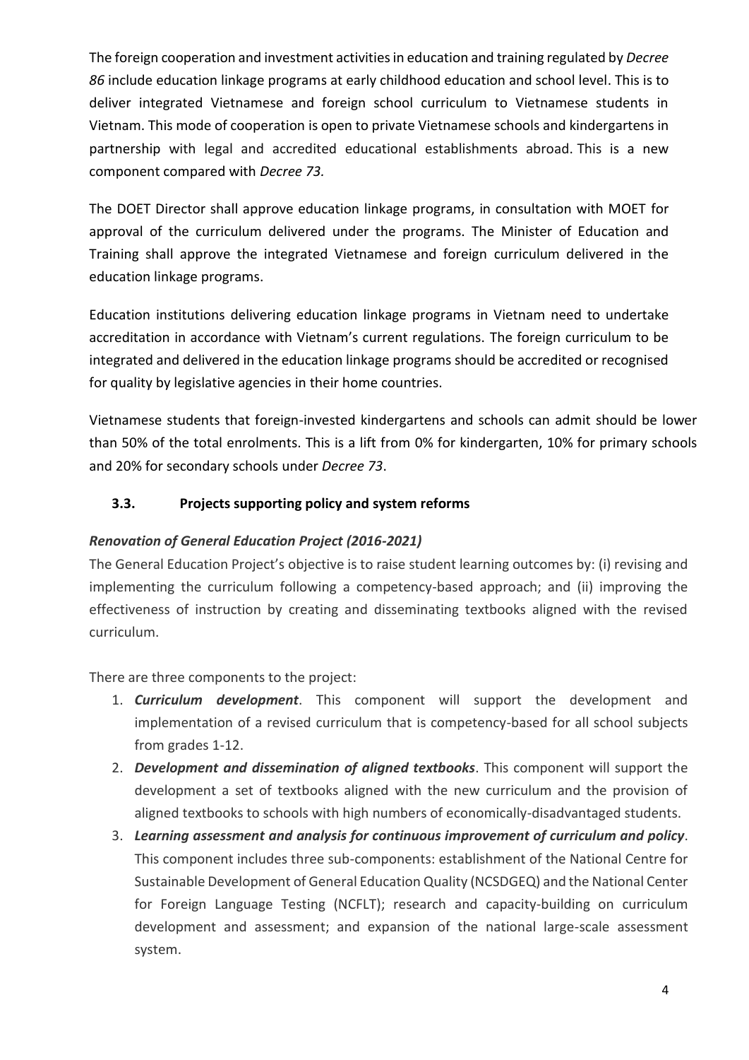The foreign cooperation and investment activities in education and training regulated by *Decree 86* include education linkage programs at early childhood education and school level. This is to deliver integrated Vietnamese and foreign school curriculum to Vietnamese students in Vietnam. This mode of cooperation is open to private Vietnamese schools and kindergartens in partnership with legal and accredited educational establishments abroad. This is a new component compared with *Decree 73.*

The DOET Director shall approve education linkage programs, in consultation with MOET for approval of the curriculum delivered under the programs. The Minister of Education and Training shall approve the integrated Vietnamese and foreign curriculum delivered in the education linkage programs.

Education institutions delivering education linkage programs in Vietnam need to undertake accreditation in accordance with Vietnam's current regulations. The foreign curriculum to be integrated and delivered in the education linkage programs should be accredited or recognised for quality by legislative agencies in their home countries.

Vietnamese students that foreign-invested kindergartens and schools can admit should be lower than 50% of the total enrolments. This is a lift from 0% for kindergarten, 10% for primary schools and 20% for secondary schools under *Decree 73*.

### 3.3. Projects supporting policy and system reforms

***Renovation of General Education Project (2016-2021)***

The General Education Project's objective is to raise student learning outcomes by: (i) revising and implementing the curriculum following a competency-based approach; and (ii) improving the effectiveness of instruction by creating and disseminating textbooks aligned with the revised curriculum.

There are three components to the project:

1. ***Curriculum development***. This component will support the development and implementation of a revised curriculum that is competency-based for all school subjects from grades 1-12.
2. ***Development and dissemination of aligned textbooks***. This component will support the development a set of textbooks aligned with the new curriculum and the provision of aligned textbooks to schools with high numbers of economically-disadvantaged students.
3. ***Learning assessment and analysis for continuous improvement of curriculum and policy***. This component includes three sub-components: establishment of the National Centre for Sustainable Development of General Education Quality (NCSDGEQ) and the National Center for Foreign Language Testing (NCFLT); research and capacity-building on curriculum development and assessment; and expansion of the national large-scale assessment system.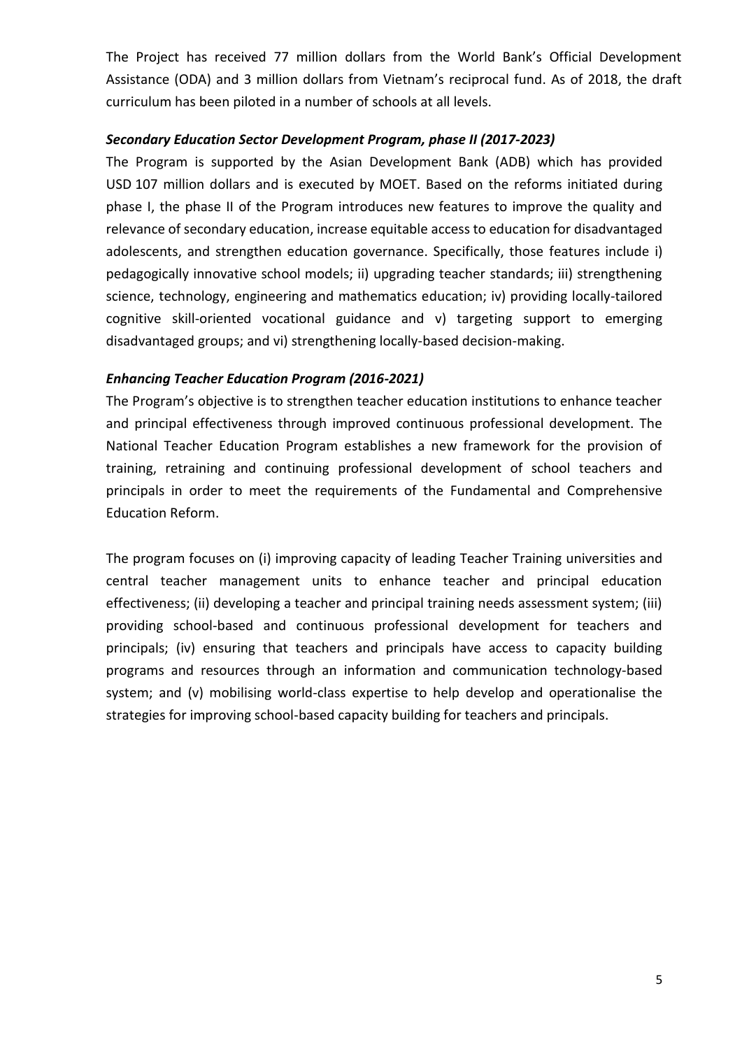The Project has received 77 million dollars from the World Bank's Official Development Assistance (ODA) and 3 million dollars from Vietnam's reciprocal fund. As of 2018, the draft curriculum has been piloted in a number of schools at all levels.

***Secondary Education Sector Development Program, phase II (2017-2023)***

The Program is supported by the Asian Development Bank (ADB) which has provided USD 107 million dollars and is executed by MOET. Based on the reforms initiated during phase I, the phase II of the Program introduces new features to improve the quality and relevance of secondary education, increase equitable access to education for disadvantaged adolescents, and strengthen education governance. Specifically, those features include i) pedagogically innovative school models; ii) upgrading teacher standards; iii) strengthening science, technology, engineering and mathematics education; iv) providing locally-tailored cognitive skill-oriented vocational guidance and v) targeting support to emerging disadvantaged groups; and vi) strengthening locally-based decision-making.

***Enhancing Teacher Education Program (2016-2021)***

The Program's objective is to strengthen teacher education institutions to enhance teacher and principal effectiveness through improved continuous professional development. The National Teacher Education Program establishes a new framework for the provision of training, retraining and continuing professional development of school teachers and principals in order to meet the requirements of the Fundamental and Comprehensive Education Reform.

The program focuses on (i) improving capacity of leading Teacher Training universities and central teacher management units to enhance teacher and principal education effectiveness; (ii) developing a teacher and principal training needs assessment system; (iii) providing school-based and continuous professional development for teachers and principals; (iv) ensuring that teachers and principals have access to capacity building programs and resources through an information and communication technology-based system; and (v) mobilising world-class expertise to help develop and operationalise the strategies for improving school-based capacity building for teachers and principals.